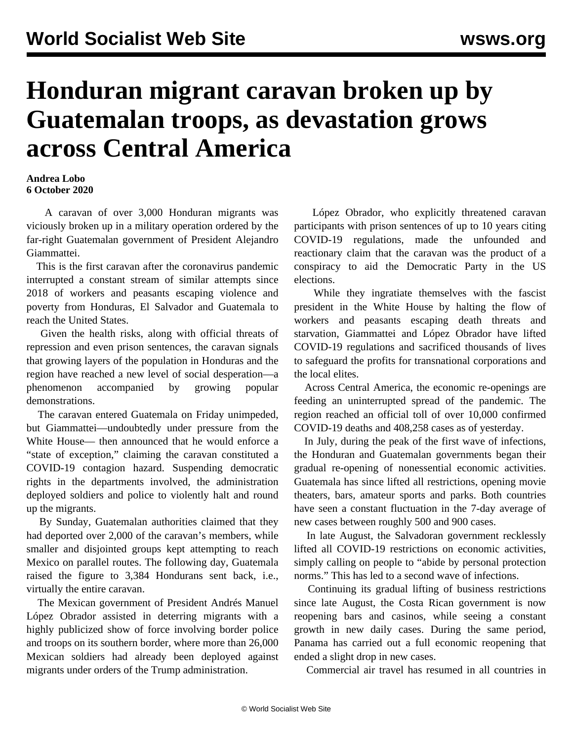# Honduran migrant caravan broken up by Guatemalan troops, as devastation grows across Central America

**Andrea Lobo**
**6 October 2020**

A caravan of over 3,000 Honduran migrants was viciously broken up in a military operation ordered by the far-right Guatemalan government of President Alejandro Giammattei.

This is the first caravan after the coronavirus pandemic interrupted a constant stream of similar attempts since 2018 of workers and peasants escaping violence and poverty from Honduras, El Salvador and Guatemala to reach the United States.

Given the health risks, along with official threats of repression and even prison sentences, the caravan signals that growing layers of the population in Honduras and the region have reached a new level of social desperation—a phenomenon accompanied by growing popular demonstrations.

The caravan entered Guatemala on Friday unimpeded, but Giammattei—undoubtedly under pressure from the White House— then announced that he would enforce a "state of exception," claiming the caravan constituted a COVID-19 contagion hazard. Suspending democratic rights in the departments involved, the administration deployed soldiers and police to violently halt and round up the migrants.

By Sunday, Guatemalan authorities claimed that they had deported over 2,000 of the caravan's members, while smaller and disjointed groups kept attempting to reach Mexico on parallel routes. The following day, Guatemala raised the figure to 3,384 Hondurans sent back, i.e., virtually the entire caravan.

The Mexican government of President Andrés Manuel López Obrador assisted in deterring migrants with a highly publicized show of force involving border police and troops on its southern border, where more than 26,000 Mexican soldiers had already been deployed against migrants under orders of the Trump administration.

López Obrador, who explicitly threatened caravan participants with prison sentences of up to 10 years citing COVID-19 regulations, made the unfounded and reactionary claim that the caravan was the product of a conspiracy to aid the Democratic Party in the US elections.

While they ingratiate themselves with the fascist president in the White House by halting the flow of workers and peasants escaping death threats and starvation, Giammattei and López Obrador have lifted COVID-19 regulations and sacrificed thousands of lives to safeguard the profits for transnational corporations and the local elites.

Across Central America, the economic re-openings are feeding an uninterrupted spread of the pandemic. The region reached an official toll of over 10,000 confirmed COVID-19 deaths and 408,258 cases as of yesterday.

In July, during the peak of the first wave of infections, the Honduran and Guatemalan governments began their gradual re-opening of nonessential economic activities. Guatemala has since lifted all restrictions, opening movie theaters, bars, amateur sports and parks. Both countries have seen a constant fluctuation in the 7-day average of new cases between roughly 500 and 900 cases.

In late August, the Salvadoran government recklessly lifted all COVID-19 restrictions on economic activities, simply calling on people to "abide by personal protection norms." This has led to a second wave of infections.

Continuing its gradual lifting of business restrictions since late August, the Costa Rican government is now reopening bars and casinos, while seeing a constant growth in new daily cases. During the same period, Panama has carried out a full economic reopening that ended a slight drop in new cases.

Commercial air travel has resumed in all countries in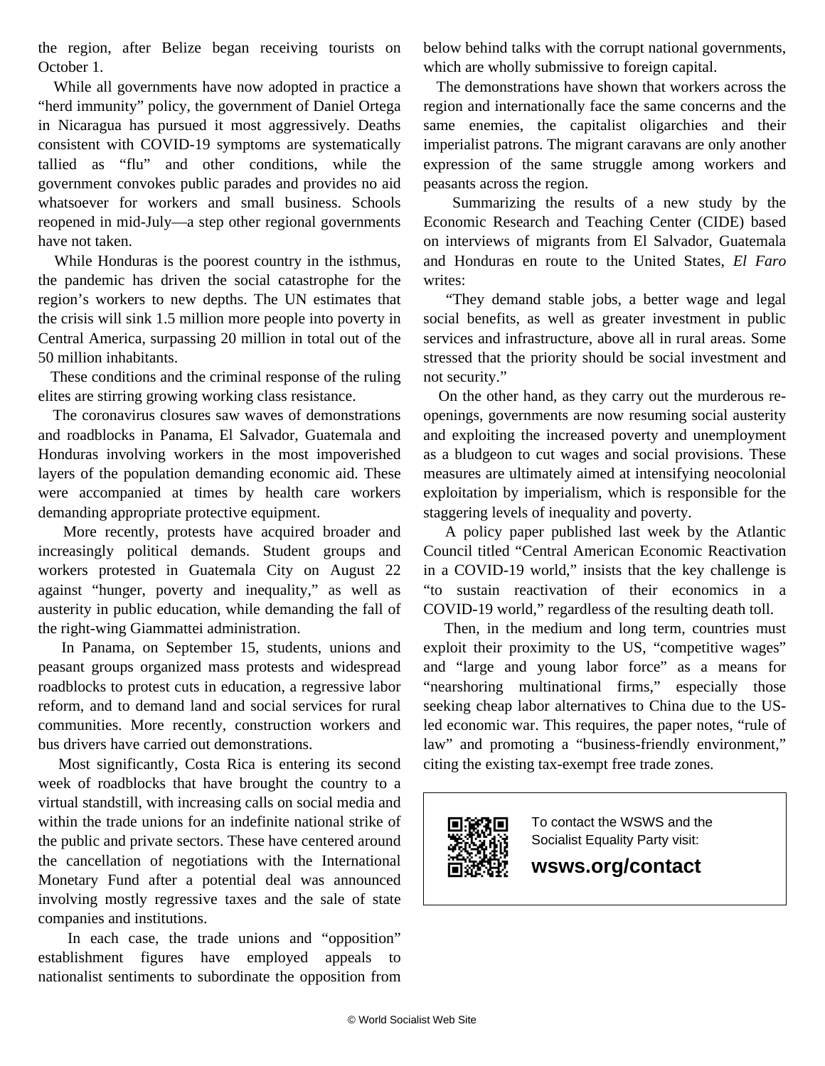the region, after Belize began receiving tourists on October 1.

While all governments have now adopted in practice a "herd immunity" policy, the government of Daniel Ortega in Nicaragua has pursued it most aggressively. Deaths consistent with COVID-19 symptoms are systematically tallied as "flu" and other conditions, while the government convokes public parades and provides no aid whatsoever for workers and small business. Schools reopened in mid-July—a step other regional governments have not taken.

While Honduras is the poorest country in the isthmus, the pandemic has driven the social catastrophe for the region's workers to new depths. The UN estimates that the crisis will sink 1.5 million more people into poverty in Central America, surpassing 20 million in total out of the 50 million inhabitants.

These conditions and the criminal response of the ruling elites are stirring growing working class resistance.

The coronavirus closures saw waves of demonstrations and roadblocks in Panama, El Salvador, Guatemala and Honduras involving workers in the most impoverished layers of the population demanding economic aid. These were accompanied at times by health care workers demanding appropriate protective equipment.

More recently, protests have acquired broader and increasingly political demands. Student groups and workers protested in Guatemala City on August 22 against "hunger, poverty and inequality," as well as austerity in public education, while demanding the fall of the right-wing Giammattei administration.

In Panama, on September 15, students, unions and peasant groups organized mass protests and widespread roadblocks to protest cuts in education, a regressive labor reform, and to demand land and social services for rural communities. More recently, construction workers and bus drivers have carried out demonstrations.

Most significantly, Costa Rica is entering its second week of roadblocks that have brought the country to a virtual standstill, with increasing calls on social media and within the trade unions for an indefinite national strike of the public and private sectors. These have centered around the cancellation of negotiations with the International Monetary Fund after a potential deal was announced involving mostly regressive taxes and the sale of state companies and institutions.

In each case, the trade unions and "opposition" establishment figures have employed appeals to nationalist sentiments to subordinate the opposition from below behind talks with the corrupt national governments, which are wholly submissive to foreign capital.

The demonstrations have shown that workers across the region and internationally face the same concerns and the same enemies, the capitalist oligarchies and their imperialist patrons. The migrant caravans are only another expression of the same struggle among workers and peasants across the region.

Summarizing the results of a new study by the Economic Research and Teaching Center (CIDE) based on interviews of migrants from El Salvador, Guatemala and Honduras en route to the United States, *El Faro* writes:

"They demand stable jobs, a better wage and legal social benefits, as well as greater investment in public services and infrastructure, above all in rural areas. Some stressed that the priority should be social investment and not security."

On the other hand, as they carry out the murderous re-openings, governments are now resuming social austerity and exploiting the increased poverty and unemployment as a bludgeon to cut wages and social provisions. These measures are ultimately aimed at intensifying neocolonial exploitation by imperialism, which is responsible for the staggering levels of inequality and poverty.

A policy paper published last week by the Atlantic Council titled "Central American Economic Reactivation in a COVID-19 world," insists that the key challenge is "to sustain reactivation of their economics in a COVID-19 world," regardless of the resulting death toll.

Then, in the medium and long term, countries must exploit their proximity to the US, "competitive wages" and "large and young labor force" as a means for "nearshoring multinational firms," especially those seeking cheap labor alternatives to China due to the US-led economic war. This requires, the paper notes, "rule of law" and promoting a "business-friendly environment," citing the existing tax-exempt free trade zones.

To contact the WSWS and the Socialist Equality Party visit:

**wsws.org/contact**